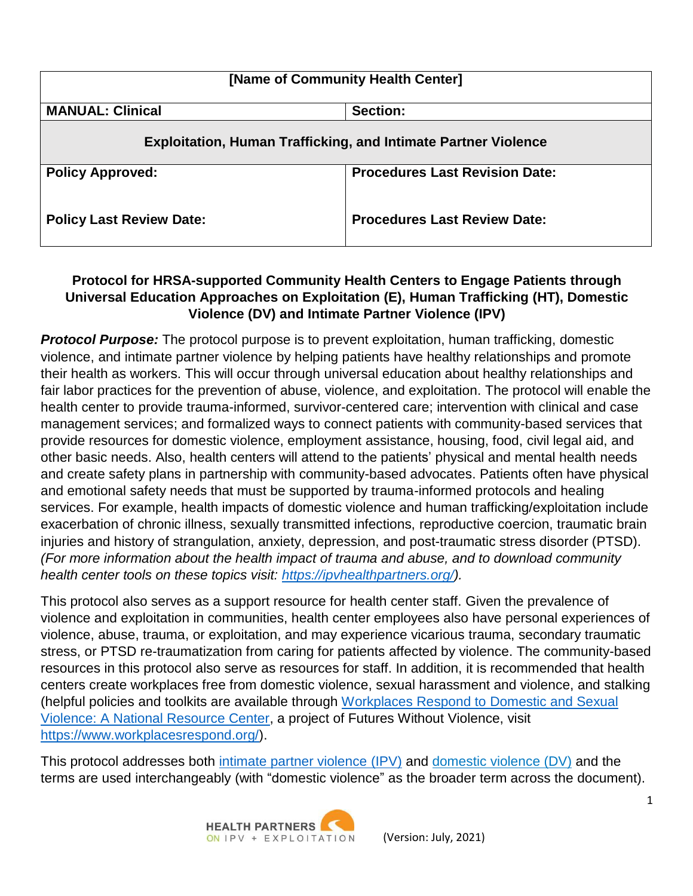| [Name of Community Health Center] | |
|---|---|
| **MANUAL: Clinical** | **Section:** |
| **Exploitation, Human Trafficking, and Intimate Partner Violence** | |
| **Policy Approved:**<br><br>**Policy Last Review Date:** | **Procedures Last Revision Date:**<br><br>**Procedures Last Review Date:** |

## Protocol for HRSA-supported Community Health Centers to Engage Patients through Universal Education Approaches on Exploitation (E), Human Trafficking (HT), Domestic Violence (DV) and Intimate Partner Violence (IPV)

***Protocol Purpose:*** The protocol purpose is to prevent exploitation, human trafficking, domestic violence, and intimate partner violence by helping patients have healthy relationships and promote their health as workers. This will occur through universal education about healthy relationships and fair labor practices for the prevention of abuse, violence, and exploitation. The protocol will enable the health center to provide trauma-informed, survivor-centered care; intervention with clinical and case management services; and formalized ways to connect patients with community-based services that provide resources for domestic violence, employment assistance, housing, food, civil legal aid, and other basic needs. Also, health centers will attend to the patients' physical and mental health needs and create safety plans in partnership with community-based advocates. Patients often have physical and emotional safety needs that must be supported by trauma-informed protocols and healing services. For example, health impacts of domestic violence and human trafficking/exploitation include exacerbation of chronic illness, sexually transmitted infections, reproductive coercion, traumatic brain injuries and history of strangulation, anxiety, depression, and post-traumatic stress disorder (PTSD). *(For more information about the health impact of trauma and abuse, and to download community health center tools on these topics visit: [https://ipvhealthpartners.org/](https://ipvhealthpartners.org/)).*

This protocol also serves as a support resource for health center staff. Given the prevalence of violence and exploitation in communities, health center employees also have personal experiences of violence, abuse, trauma, or exploitation, and may experience vicarious trauma, secondary traumatic stress, or PTSD re-traumatization from caring for patients affected by violence. The community-based resources in this protocol also serve as resources for staff. In addition, it is recommended that health centers create workplaces free from domestic violence, sexual harassment and violence, and stalking (helpful policies and toolkits are available through [Workplaces Respond to Domestic and Sexual Violence: A National Resource Center](https://www.workplacesrespond.org/), a project of Futures Without Violence, visit [https://www.workplacesrespond.org/](https://www.workplacesrespond.org/)).

This protocol addresses both intimate partner violence (IPV) and domestic violence (DV) and the terms are used interchangeably (with "domestic violence" as the broader term across the document).

HEALTH PARTNERS ON IPV + EXPLOITATION (Version: July, 2021)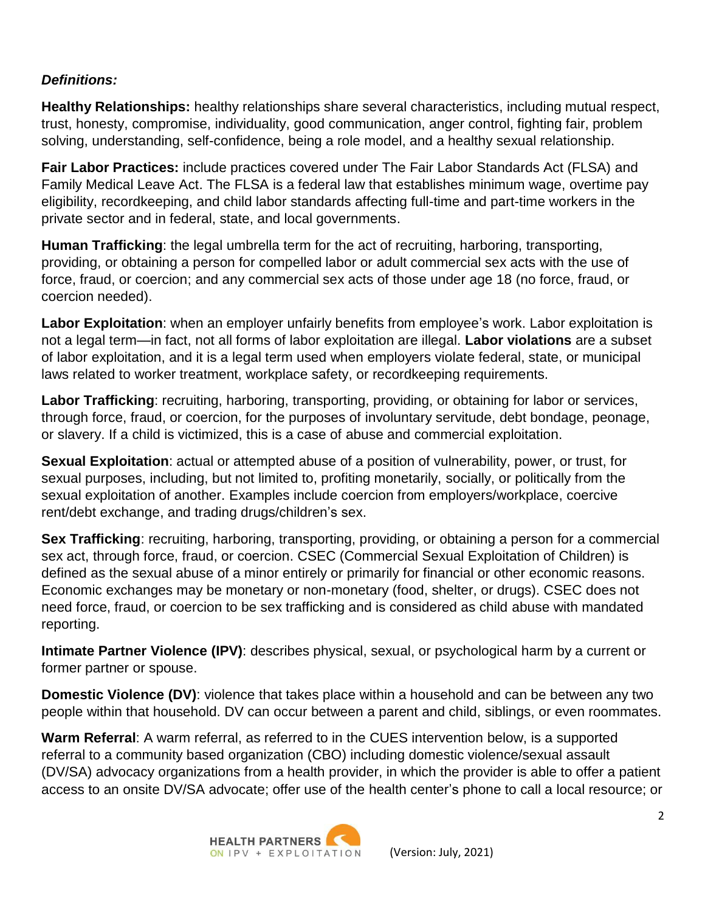***Definitions:***

**Healthy Relationships:** healthy relationships share several characteristics, including mutual respect, trust, honesty, compromise, individuality, good communication, anger control, fighting fair, problem solving, understanding, self-confidence, being a role model, and a healthy sexual relationship.

**Fair Labor Practices:** include practices covered under The Fair Labor Standards Act (FLSA) and Family Medical Leave Act. The FLSA is a federal law that establishes minimum wage, overtime pay eligibility, recordkeeping, and child labor standards affecting full-time and part-time workers in the private sector and in federal, state, and local governments.

**Human Trafficking**: the legal umbrella term for the act of recruiting, harboring, transporting, providing, or obtaining a person for compelled labor or adult commercial sex acts with the use of force, fraud, or coercion; and any commercial sex acts of those under age 18 (no force, fraud, or coercion needed).

**Labor Exploitation**: when an employer unfairly benefits from employee's work. Labor exploitation is not a legal term—in fact, not all forms of labor exploitation are illegal. **Labor violations** are a subset of labor exploitation, and it is a legal term used when employers violate federal, state, or municipal laws related to worker treatment, workplace safety, or recordkeeping requirements.

**Labor Trafficking**: recruiting, harboring, transporting, providing, or obtaining for labor or services, through force, fraud, or coercion, for the purposes of involuntary servitude, debt bondage, peonage, or slavery. If a child is victimized, this is a case of abuse and commercial exploitation.

**Sexual Exploitation**: actual or attempted abuse of a position of vulnerability, power, or trust, for sexual purposes, including, but not limited to, profiting monetarily, socially, or politically from the sexual exploitation of another. Examples include coercion from employers/workplace, coercive rent/debt exchange, and trading drugs/children's sex.

**Sex Trafficking**: recruiting, harboring, transporting, providing, or obtaining a person for a commercial sex act, through force, fraud, or coercion. CSEC (Commercial Sexual Exploitation of Children) is defined as the sexual abuse of a minor entirely or primarily for financial or other economic reasons. Economic exchanges may be monetary or non-monetary (food, shelter, or drugs). CSEC does not need force, fraud, or coercion to be sex trafficking and is considered as child abuse with mandated reporting.

**Intimate Partner Violence (IPV)**: describes physical, sexual, or psychological harm by a current or former partner or spouse.

**Domestic Violence (DV)**: violence that takes place within a household and can be between any two people within that household. DV can occur between a parent and child, siblings, or even roommates.

**Warm Referral**: A warm referral, as referred to in the CUES intervention below, is a supported referral to a community based organization (CBO) including domestic violence/sexual assault (DV/SA) advocacy organizations from a health provider, in which the provider is able to offer a patient access to an onsite DV/SA advocate; offer use of the health center's phone to call a local resource; or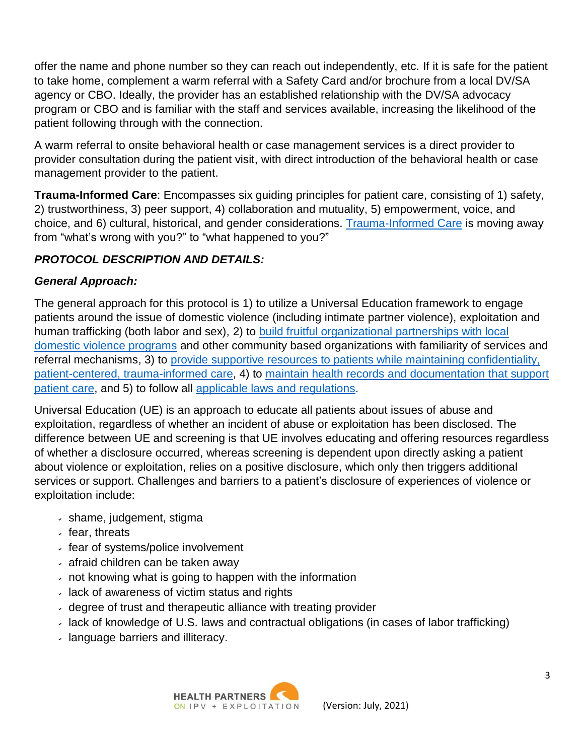offer the name and phone number so they can reach out independently, etc. If it is safe for the patient to take home, complement a warm referral with a Safety Card and/or brochure from a local DV/SA agency or CBO. Ideally, the provider has an established relationship with the DV/SA advocacy program or CBO and is familiar with the staff and services available, increasing the likelihood of the patient following through with the connection.

A warm referral to onsite behavioral health or case management services is a direct provider to provider consultation during the patient visit, with direct introduction of the behavioral health or case management provider to the patient.

**Trauma-Informed Care**: Encompasses six guiding principles for patient care, consisting of 1) safety, 2) trustworthiness, 3) peer support, 4) collaboration and mutuality, 5) empowerment, voice, and choice, and 6) cultural, historical, and gender considerations. Trauma-Informed Care is moving away from "what's wrong with you?" to "what happened to you?"

### *PROTOCOL DESCRIPTION AND DETAILS:*

#### *General Approach:*

The general approach for this protocol is 1) to utilize a Universal Education framework to engage patients around the issue of domestic violence (including intimate partner violence), exploitation and human trafficking (both labor and sex), 2) to build fruitful organizational partnerships with local domestic violence programs and other community based organizations with familiarity of services and referral mechanisms, 3) to provide supportive resources to patients while maintaining confidentiality, patient-centered, trauma-informed care, 4) to maintain health records and documentation that support patient care, and 5) to follow all applicable laws and regulations.

Universal Education (UE) is an approach to educate all patients about issues of abuse and exploitation, regardless of whether an incident of abuse or exploitation has been disclosed. The difference between UE and screening is that UE involves educating and offering resources regardless of whether a disclosure occurred, whereas screening is dependent upon directly asking a patient about violence or exploitation, relies on a positive disclosure, which only then triggers additional services or support. Challenges and barriers to a patient's disclosure of experiences of violence or exploitation include:

- shame, judgement, stigma
- fear, threats
- fear of systems/police involvement
- afraid children can be taken away
- not knowing what is going to happen with the information
- lack of awareness of victim status and rights
- degree of trust and therapeutic alliance with treating provider
- lack of knowledge of U.S. laws and contractual obligations (in cases of labor trafficking)
- language barriers and illiteracy.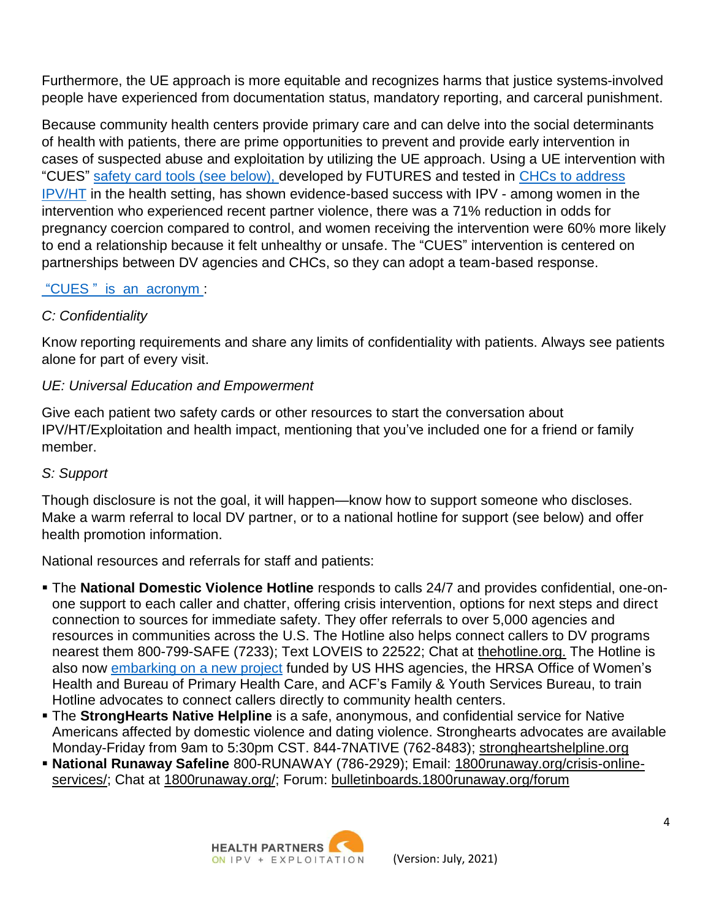Furthermore, the UE approach is more equitable and recognizes harms that justice systems-involved people have experienced from documentation status, mandatory reporting, and carceral punishment.

Because community health centers provide primary care and can delve into the social determinants of health with patients, there are prime opportunities to prevent and provide early intervention in cases of suspected abuse and exploitation by utilizing the UE approach. Using a UE intervention with "CUES" safety card tools (see below), developed by FUTURES and tested in CHCs to address IPV/HT in the health setting, has shown evidence-based success with IPV - among women in the intervention who experienced recent partner violence, there was a 71% reduction in odds for pregnancy coercion compared to control, and women receiving the intervention were 60% more likely to end a relationship because it felt unhealthy or unsafe. The "CUES" intervention is centered on partnerships between DV agencies and CHCs, so they can adopt a team-based response.

"CUES" is an acronym:

*C: Confidentiality*

Know reporting requirements and share any limits of confidentiality with patients. Always see patients alone for part of every visit.

*UE: Universal Education and Empowerment*

Give each patient two safety cards or other resources to start the conversation about IPV/HT/Exploitation and health impact, mentioning that you've included one for a friend or family member.

*S: Support*

Though disclosure is not the goal, it will happen—know how to support someone who discloses. Make a warm referral to local DV partner, or to a national hotline for support (see below) and offer health promotion information.

National resources and referrals for staff and patients:

- The **National Domestic Violence Hotline** responds to calls 24/7 and provides confidential, one-on-one support to each caller and chatter, offering crisis intervention, options for next steps and direct connection to sources for immediate safety. They offer referrals to over 5,000 agencies and resources in communities across the U.S. The Hotline also helps connect callers to DV programs nearest them 800-799-SAFE (7233); Text LOVEIS to 22522; Chat at thehotline.org. The Hotline is also now embarking on a new project funded by US HHS agencies, the HRSA Office of Women's Health and Bureau of Primary Health Care, and ACF's Family & Youth Services Bureau, to train Hotline advocates to connect callers directly to community health centers.
- The **StrongHearts Native Helpline** is a safe, anonymous, and confidential service for Native Americans affected by domestic violence and dating violence. Stronghearts advocates are available Monday-Friday from 9am to 5:30pm CST. 844-7NATIVE (762-8483); strongheartshelpline.org
- **National Runaway Safeline** 800-RUNAWAY (786-2929); Email: 1800runaway.org/crisis-online-services/; Chat at 1800runaway.org/; Forum: bulletinboards.1800runaway.org/forum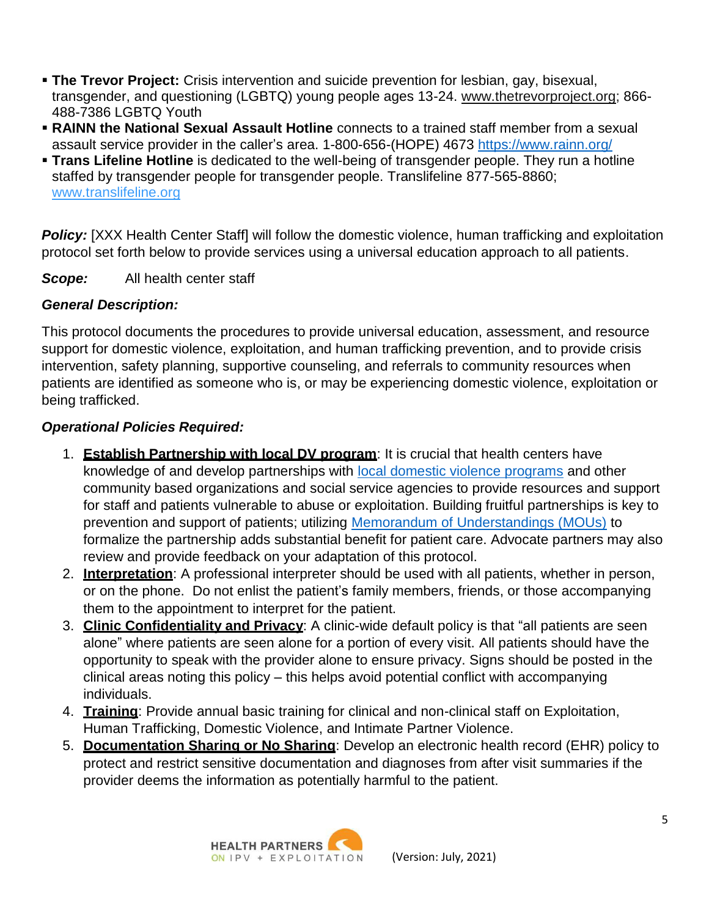- **The Trevor Project:** Crisis intervention and suicide prevention for lesbian, gay, bisexual, transgender, and questioning (LGBTQ) young people ages 13-24. www.thetrevorproject.org; 866-488-7386 LGBTQ Youth
- **RAINN the National Sexual Assault Hotline** connects to a trained staff member from a sexual assault service provider in the caller's area. 1-800-656-(HOPE) 4673 https://www.rainn.org/
- **Trans Lifeline Hotline** is dedicated to the well-being of transgender people. They run a hotline staffed by transgender people for transgender people. Translifeline 877-565-8860; www.translifeline.org

***Policy:*** [XXX Health Center Staff] will follow the domestic violence, human trafficking and exploitation protocol set forth below to provide services using a universal education approach to all patients.

***Scope:*** All health center staff

***General Description:***

This protocol documents the procedures to provide universal education, assessment, and resource support for domestic violence, exploitation, and human trafficking prevention, and to provide crisis intervention, safety planning, supportive counseling, and referrals to community resources when patients are identified as someone who is, or may be experiencing domestic violence, exploitation or being trafficked.

***Operational Policies Required:***

1. **Establish Partnership with local DV program**: It is crucial that health centers have knowledge of and develop partnerships with local domestic violence programs and other community based organizations and social service agencies to provide resources and support for staff and patients vulnerable to abuse or exploitation. Building fruitful partnerships is key to prevention and support of patients; utilizing Memorandum of Understandings (MOUs) to formalize the partnership adds substantial benefit for patient care. Advocate partners may also review and provide feedback on your adaptation of this protocol.
2. **Interpretation**: A professional interpreter should be used with all patients, whether in person, or on the phone. Do not enlist the patient's family members, friends, or those accompanying them to the appointment to interpret for the patient.
3. **Clinic Confidentiality and Privacy**: A clinic-wide default policy is that "all patients are seen alone" where patients are seen alone for a portion of every visit. All patients should have the opportunity to speak with the provider alone to ensure privacy. Signs should be posted in the clinical areas noting this policy – this helps avoid potential conflict with accompanying individuals.
4. **Training**: Provide annual basic training for clinical and non-clinical staff on Exploitation, Human Trafficking, Domestic Violence, and Intimate Partner Violence.
5. **Documentation Sharing or No Sharing**: Develop an electronic health record (EHR) policy to protect and restrict sensitive documentation and diagnoses from after visit summaries if the provider deems the information as potentially harmful to the patient.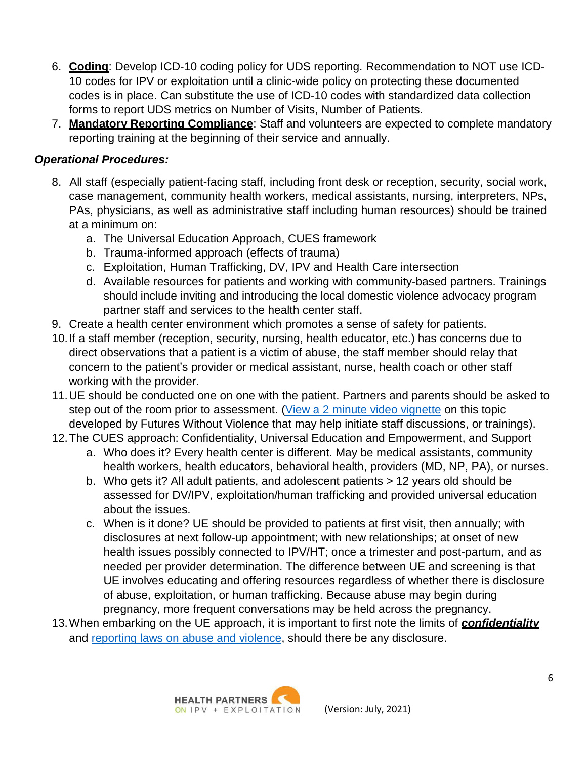6. **Coding**: Develop ICD-10 coding policy for UDS reporting. Recommendation to NOT use ICD-10 codes for IPV or exploitation until a clinic-wide policy on protecting these documented codes is in place. Can substitute the use of ICD-10 codes with standardized data collection forms to report UDS metrics on Number of Visits, Number of Patients.
7. **Mandatory Reporting Compliance**: Staff and volunteers are expected to complete mandatory reporting training at the beginning of their service and annually.

***Operational Procedures:***

8. All staff (especially patient-facing staff, including front desk or reception, security, social work, case management, community health workers, medical assistants, nursing, interpreters, NPs, PAs, physicians, as well as administrative staff including human resources) should be trained at a minimum on:
   a. The Universal Education Approach, CUES framework
   b. Trauma-informed approach (effects of trauma)
   c. Exploitation, Human Trafficking, DV, IPV and Health Care intersection
   d. Available resources for patients and working with community-based partners. Trainings should include inviting and introducing the local domestic violence advocacy program partner staff and services to the health center staff.
9. Create a health center environment which promotes a sense of safety for patients.
10. If a staff member (reception, security, nursing, health educator, etc.) has concerns due to direct observations that a patient is a victim of abuse, the staff member should relay that concern to the patient's provider or medical assistant, nurse, health coach or other staff working with the provider.
11. UE should be conducted one on one with the patient. Partners and parents should be asked to step out of the room prior to assessment. (View a 2 minute video vignette on this topic developed by Futures Without Violence that may help initiate staff discussions, or trainings).
12. The CUES approach: Confidentiality, Universal Education and Empowerment, and Support
    a. Who does it? Every health center is different. May be medical assistants, community health workers, health educators, behavioral health, providers (MD, NP, PA), or nurses.
    b. Who gets it? All adult patients, and adolescent patients > 12 years old should be assessed for DV/IPV, exploitation/human trafficking and provided universal education about the issues.
    c. When is it done? UE should be provided to patients at first visit, then annually; with disclosures at next follow-up appointment; with new relationships; at onset of new health issues possibly connected to IPV/HT; once a trimester and post-partum, and as needed per provider determination. The difference between UE and screening is that UE involves educating and offering resources regardless of whether there is disclosure of abuse, exploitation, or human trafficking. Because abuse may begin during pregnancy, more frequent conversations may be held across the pregnancy.
13. When embarking on the UE approach, it is important to first note the limits of ***confidentiality*** and reporting laws on abuse and violence, should there be any disclosure.

HEALTH PARTNERS ON IPV + EXPLOITATION (Version: July, 2021)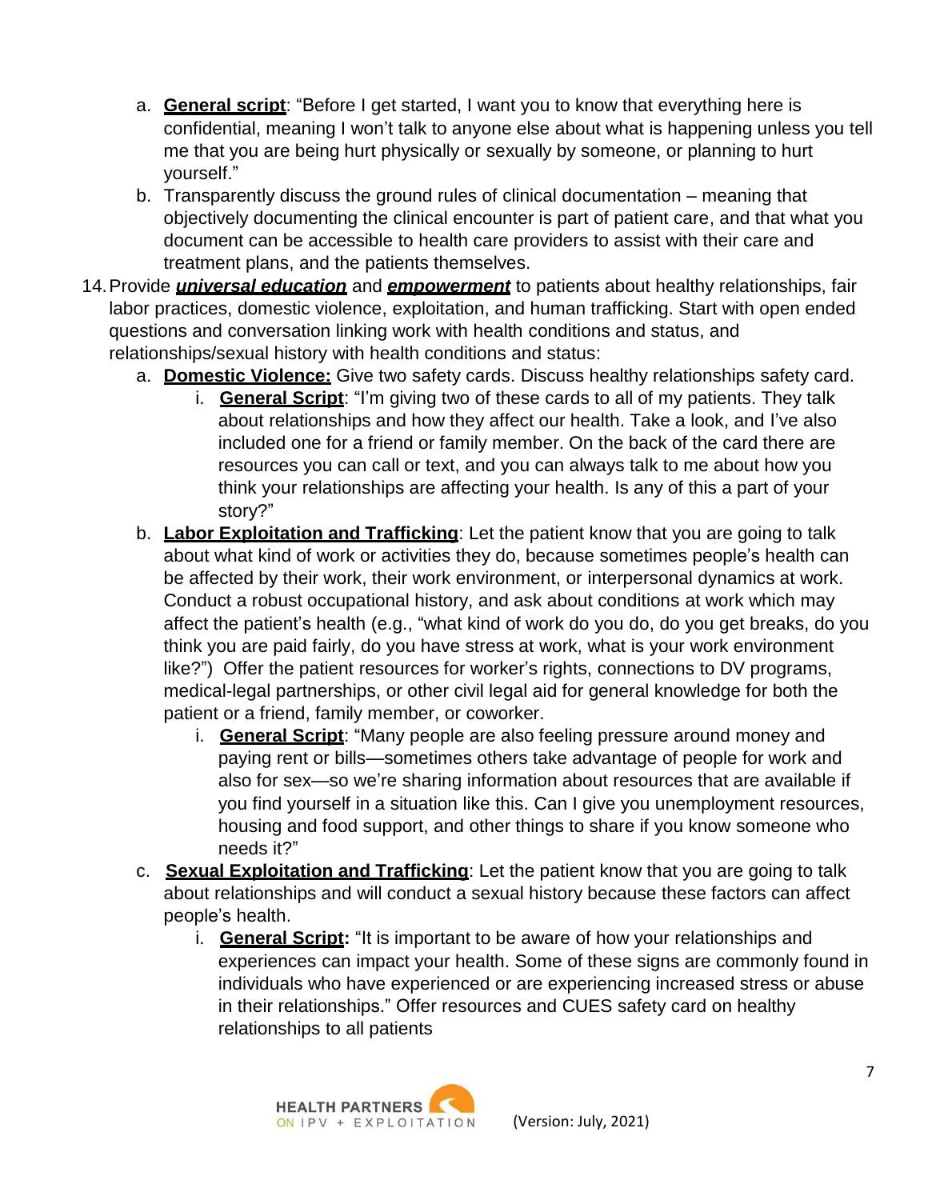a. **General script**: "Before I get started, I want you to know that everything here is confidential, meaning I won't talk to anyone else about what is happening unless you tell me that you are being hurt physically or sexually by someone, or planning to hurt yourself."
   b. Transparently discuss the ground rules of clinical documentation – meaning that objectively documenting the clinical encounter is part of patient care, and that what you document can be accessible to health care providers to assist with their care and treatment plans, and the patients themselves.

14. Provide ***universal education*** and ***empowerment*** to patients about healthy relationships, fair labor practices, domestic violence, exploitation, and human trafficking. Start with open ended questions and conversation linking work with health conditions and status, and relationships/sexual history with health conditions and status:
    a. **Domestic Violence:** Give two safety cards. Discuss healthy relationships safety card.
        i. **General Script**: "I'm giving two of these cards to all of my patients. They talk about relationships and how they affect our health. Take a look, and I've also included one for a friend or family member. On the back of the card there are resources you can call or text, and you can always talk to me about how you think your relationships are affecting your health. Is any of this a part of your story?"
    b. **Labor Exploitation and Trafficking**: Let the patient know that you are going to talk about what kind of work or activities they do, because sometimes people's health can be affected by their work, their work environment, or interpersonal dynamics at work. Conduct a robust occupational history, and ask about conditions at work which may affect the patient's health (e.g., "what kind of work do you do, do you get breaks, do you think you are paid fairly, do you have stress at work, what is your work environment like?") Offer the patient resources for worker's rights, connections to DV programs, medical-legal partnerships, or other civil legal aid for general knowledge for both the patient or a friend, family member, or coworker.
        i. **General Script**: "Many people are also feeling pressure around money and paying rent or bills—sometimes others take advantage of people for work and also for sex—so we're sharing information about resources that are available if you find yourself in a situation like this. Can I give you unemployment resources, housing and food support, and other things to share if you know someone who needs it?"
    c. **Sexual Exploitation and Trafficking**: Let the patient know that you are going to talk about relationships and will conduct a sexual history because these factors can affect people's health.
        i. **General Script:** "It is important to be aware of how your relationships and experiences can impact your health. Some of these signs are commonly found in individuals who have experienced or are experiencing increased stress or abuse in their relationships." Offer resources and CUES safety card on healthy relationships to all patients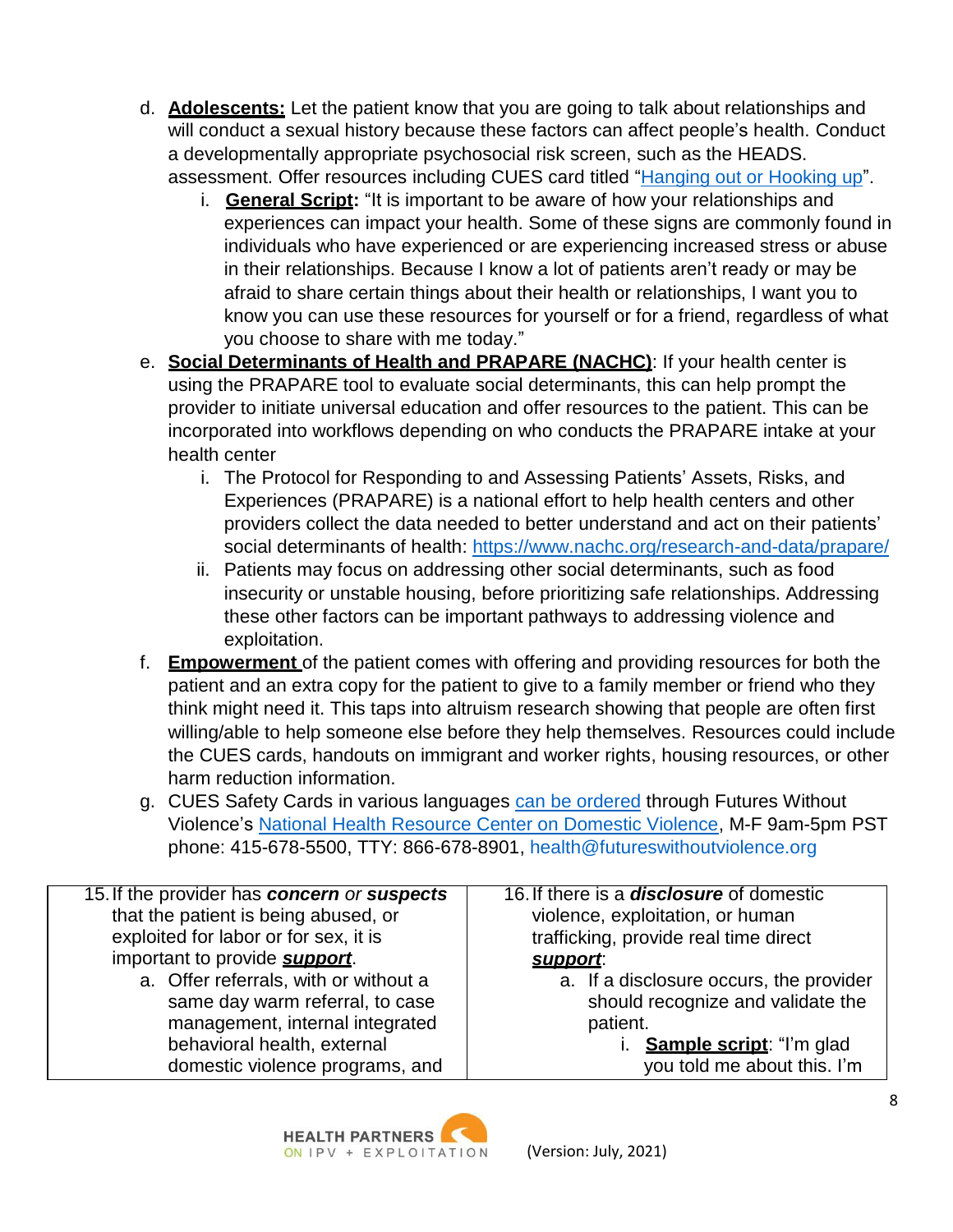d. **Adolescents:** Let the patient know that you are going to talk about relationships and will conduct a sexual history because these factors can affect people's health. Conduct a developmentally appropriate psychosocial risk screen, such as the HEADS. assessment. Offer resources including CUES card titled "Hanging out or Hooking up".

   i. **General Script:** "It is important to be aware of how your relationships and experiences can impact your health. Some of these signs are commonly found in individuals who have experienced or are experiencing increased stress or abuse in their relationships. Because I know a lot of patients aren't ready or may be afraid to share certain things about their health or relationships, I want you to know you can use these resources for yourself or for a friend, regardless of what you choose to share with me today."

e. **Social Determinants of Health and PRAPARE (NACHC)**: If your health center is using the PRAPARE tool to evaluate social determinants, this can help prompt the provider to initiate universal education and offer resources to the patient. This can be incorporated into workflows depending on who conducts the PRAPARE intake at your health center

   i. The Protocol for Responding to and Assessing Patients' Assets, Risks, and Experiences (PRAPARE) is a national effort to help health centers and other providers collect the data needed to better understand and act on their patients' social determinants of health: https://www.nachc.org/research-and-data/prapare/

   ii. Patients may focus on addressing other social determinants, such as food insecurity or unstable housing, before prioritizing safe relationships. Addressing these other factors can be important pathways to addressing violence and exploitation.

f. **Empowerment** of the patient comes with offering and providing resources for both the patient and an extra copy for the patient to give to a family member or friend who they think might need it. This taps into altruism research showing that people are often first willing/able to help someone else before they help themselves. Resources could include the CUES cards, handouts on immigrant and worker rights, housing resources, or other harm reduction information.

g. CUES Safety Cards in various languages can be ordered through Futures Without Violence's National Health Resource Center on Domestic Violence, M-F 9am-5pm PST phone: 415-678-5500, TTY: 866-678-8901, health@futureswithoutviolence.org

| 15. If the provider has ***concern*** *or* ***suspects*** that the patient is being abused, or exploited for labor or for sex, it is important to provide ***support***.<br>a. Offer referrals, with or without a same day warm referral, to case management, internal integrated behavioral health, external domestic violence programs, and | 16. If there is a ***disclosure*** of domestic violence, exploitation, or human trafficking, provide real time direct ***support***:<br>a. If a disclosure occurs, the provider should recognize and validate the patient.<br>i. **Sample script**: "I'm glad you told me about this. I'm |
|---|---|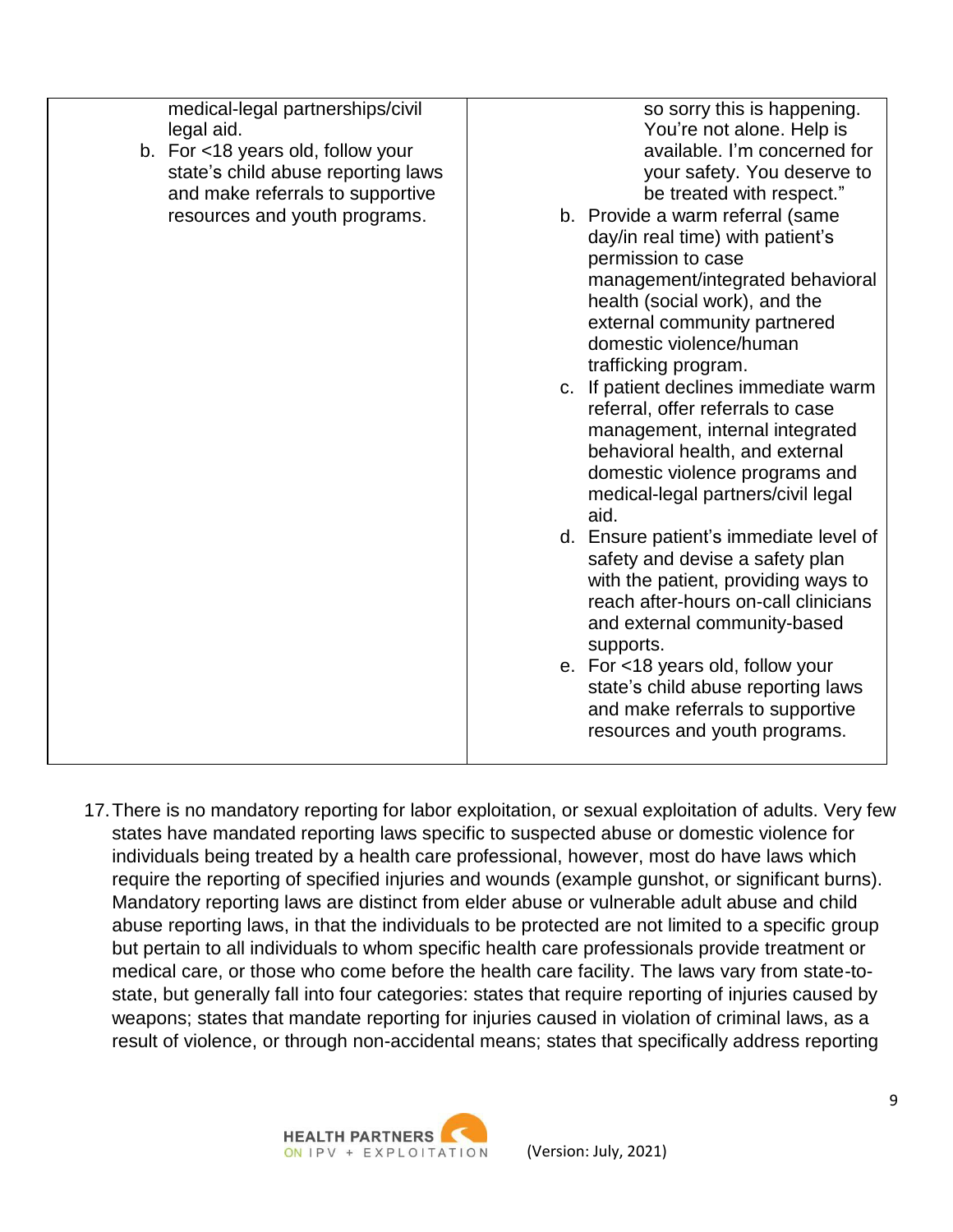| | |
|---|---|
| medical-legal partnerships/civil legal aid.<br>b. For <18 years old, follow your state's child abuse reporting laws and make referrals to supportive resources and youth programs. | so sorry this is happening. You're not alone. Help is available. I'm concerned for your safety. You deserve to be treated with respect."<br>b. Provide a warm referral (same day/in real time) with patient's permission to case management/integrated behavioral health (social work), and the external community partnered domestic violence/human trafficking program.<br>c. If patient declines immediate warm referral, offer referrals to case management, internal integrated behavioral health, and external domestic violence programs and medical-legal partners/civil legal aid.<br>d. Ensure patient's immediate level of safety and devise a safety plan with the patient, providing ways to reach after-hours on-call clinicians and external community-based supports.<br>e. For <18 years old, follow your state's child abuse reporting laws and make referrals to supportive resources and youth programs. |

17. There is no mandatory reporting for labor exploitation, or sexual exploitation of adults. Very few states have mandated reporting laws specific to suspected abuse or domestic violence for individuals being treated by a health care professional, however, most do have laws which require the reporting of specified injuries and wounds (example gunshot, or significant burns). Mandatory reporting laws are distinct from elder abuse or vulnerable adult abuse and child abuse reporting laws, in that the individuals to be protected are not limited to a specific group but pertain to all individuals to whom specific health care professionals provide treatment or medical care, or those who come before the health care facility. The laws vary from state-to-state, but generally fall into four categories: states that require reporting of injuries caused by weapons; states that mandate reporting for injuries caused in violation of criminal laws, as a result of violence, or through non-accidental means; states that specifically address reporting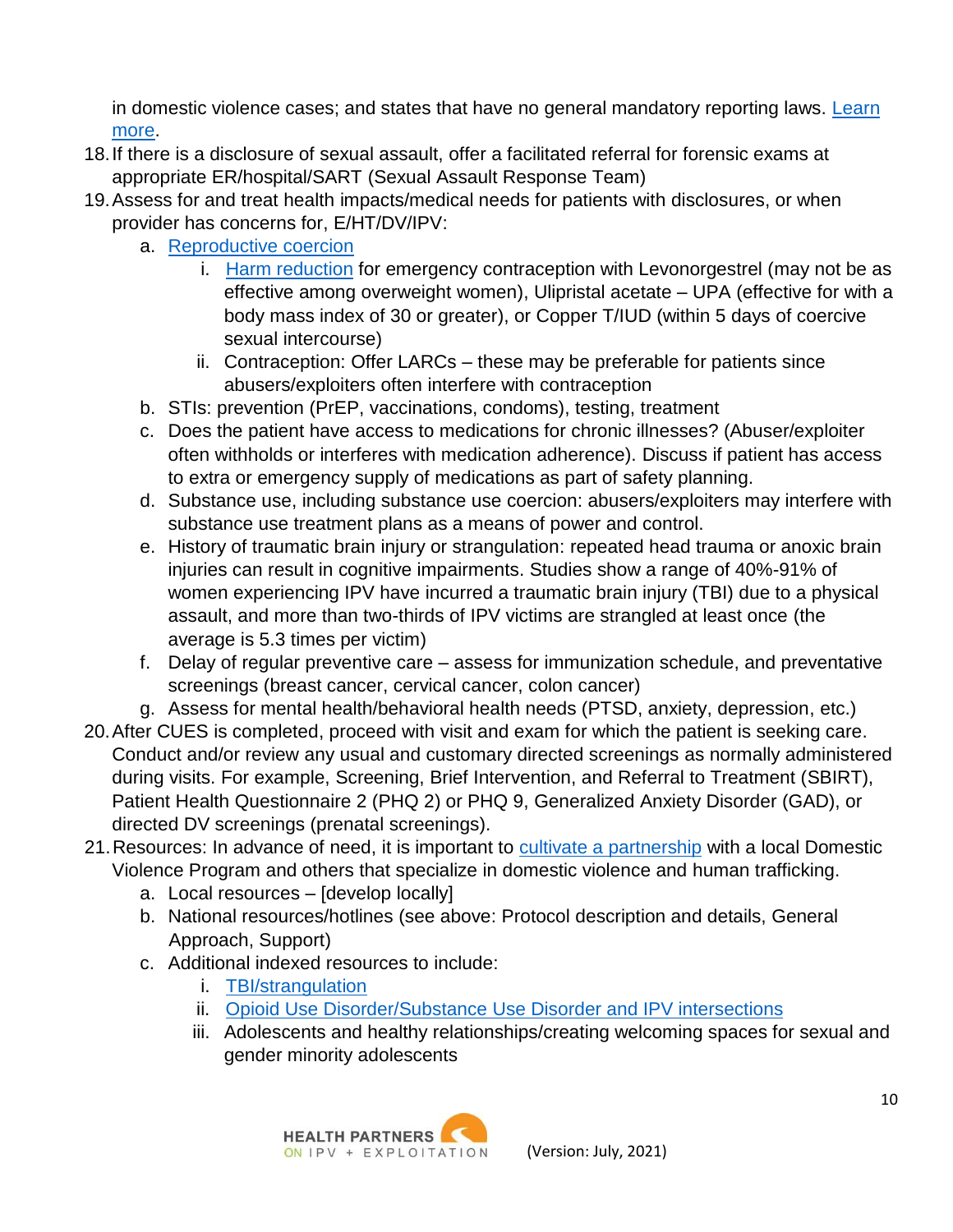in domestic violence cases; and states that have no general mandatory reporting laws. Learn more.

18. If there is a disclosure of sexual assault, offer a facilitated referral for forensic exams at appropriate ER/hospital/SART (Sexual Assault Response Team)
19. Assess for and treat health impacts/medical needs for patients with disclosures, or when provider has concerns for, E/HT/DV/IPV:
    a. Reproductive coercion
        i. Harm reduction for emergency contraception with Levonorgestrel (may not be as effective among overweight women), Ulipristal acetate – UPA (effective for with a body mass index of 30 or greater), or Copper T/IUD (within 5 days of coercive sexual intercourse)
        ii. Contraception: Offer LARCs – these may be preferable for patients since abusers/exploiters often interfere with contraception
    b. STIs: prevention (PrEP, vaccinations, condoms), testing, treatment
    c. Does the patient have access to medications for chronic illnesses? (Abuser/exploiter often withholds or interferes with medication adherence). Discuss if patient has access to extra or emergency supply of medications as part of safety planning.
    d. Substance use, including substance use coercion: abusers/exploiters may interfere with substance use treatment plans as a means of power and control.
    e. History of traumatic brain injury or strangulation: repeated head trauma or anoxic brain injuries can result in cognitive impairments. Studies show a range of 40%-91% of women experiencing IPV have incurred a traumatic brain injury (TBI) due to a physical assault, and more than two-thirds of IPV victims are strangled at least once (the average is 5.3 times per victim)
    f. Delay of regular preventive care – assess for immunization schedule, and preventative screenings (breast cancer, cervical cancer, colon cancer)
    g. Assess for mental health/behavioral health needs (PTSD, anxiety, depression, etc.)
20. After CUES is completed, proceed with visit and exam for which the patient is seeking care. Conduct and/or review any usual and customary directed screenings as normally administered during visits. For example, Screening, Brief Intervention, and Referral to Treatment (SBIRT), Patient Health Questionnaire 2 (PHQ 2) or PHQ 9, Generalized Anxiety Disorder (GAD), or directed DV screenings (prenatal screenings).
21. Resources: In advance of need, it is important to cultivate a partnership with a local Domestic Violence Program and others that specialize in domestic violence and human trafficking.
    a. Local resources – [develop locally]
    b. National resources/hotlines (see above: Protocol description and details, General Approach, Support)
    c. Additional indexed resources to include:
        i. TBI/strangulation
        ii. Opioid Use Disorder/Substance Use Disorder and IPV intersections
        iii. Adolescents and healthy relationships/creating welcoming spaces for sexual and gender minority adolescents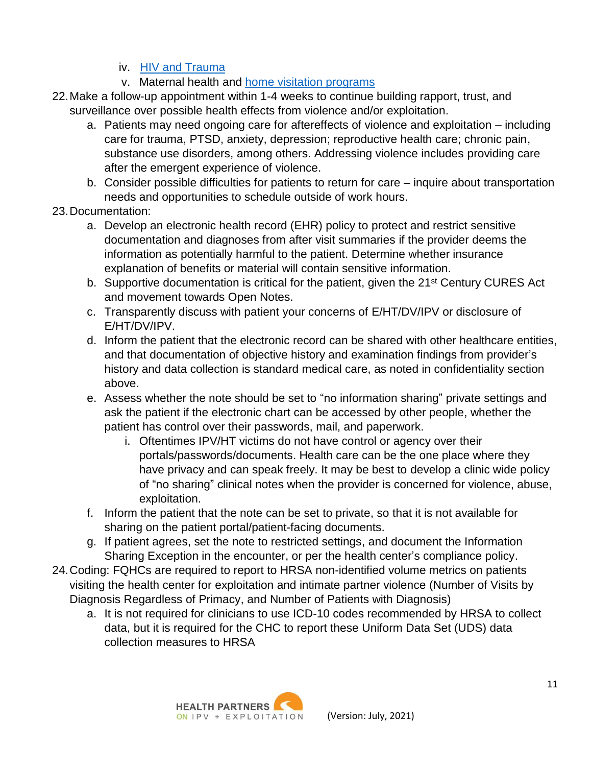iv. [HIV and Trauma]()
   v. Maternal health and [home visitation programs]()

22. Make a follow-up appointment within 1-4 weeks to continue building rapport, trust, and surveillance over possible health effects from violence and/or exploitation.
    a. Patients may need ongoing care for aftereffects of violence and exploitation – including care for trauma, PTSD, anxiety, depression; reproductive health care; chronic pain, substance use disorders, among others. Addressing violence includes providing care after the emergent experience of violence.
    b. Consider possible difficulties for patients to return for care – inquire about transportation needs and opportunities to schedule outside of work hours.
23. Documentation:
    a. Develop an electronic health record (EHR) policy to protect and restrict sensitive documentation and diagnoses from after visit summaries if the provider deems the information as potentially harmful to the patient. Determine whether insurance explanation of benefits or material will contain sensitive information.
    b. Supportive documentation is critical for the patient, given the 21st Century CURES Act and movement towards Open Notes.
    c. Transparently discuss with patient your concerns of E/HT/DV/IPV or disclosure of E/HT/DV/IPV.
    d. Inform the patient that the electronic record can be shared with other healthcare entities, and that documentation of objective history and examination findings from provider's history and data collection is standard medical care, as noted in confidentiality section above.
    e. Assess whether the note should be set to "no information sharing" private settings and ask the patient if the electronic chart can be accessed by other people, whether the patient has control over their passwords, mail, and paperwork.
       i. Oftentimes IPV/HT victims do not have control or agency over their portals/passwords/documents. Health care can be the one place where they have privacy and can speak freely. It may be best to develop a clinic wide policy of "no sharing" clinical notes when the provider is concerned for violence, abuse, exploitation.
    f. Inform the patient that the note can be set to private, so that it is not available for sharing on the patient portal/patient-facing documents.
    g. If patient agrees, set the note to restricted settings, and document the Information Sharing Exception in the encounter, or per the health center's compliance policy.
24. Coding: FQHCs are required to report to HRSA non-identified volume metrics on patients visiting the health center for exploitation and intimate partner violence (Number of Visits by Diagnosis Regardless of Primacy, and Number of Patients with Diagnosis)
    a. It is not required for clinicians to use ICD-10 codes recommended by HRSA to collect data, but it is required for the CHC to report these Uniform Data Set (UDS) data collection measures to HRSA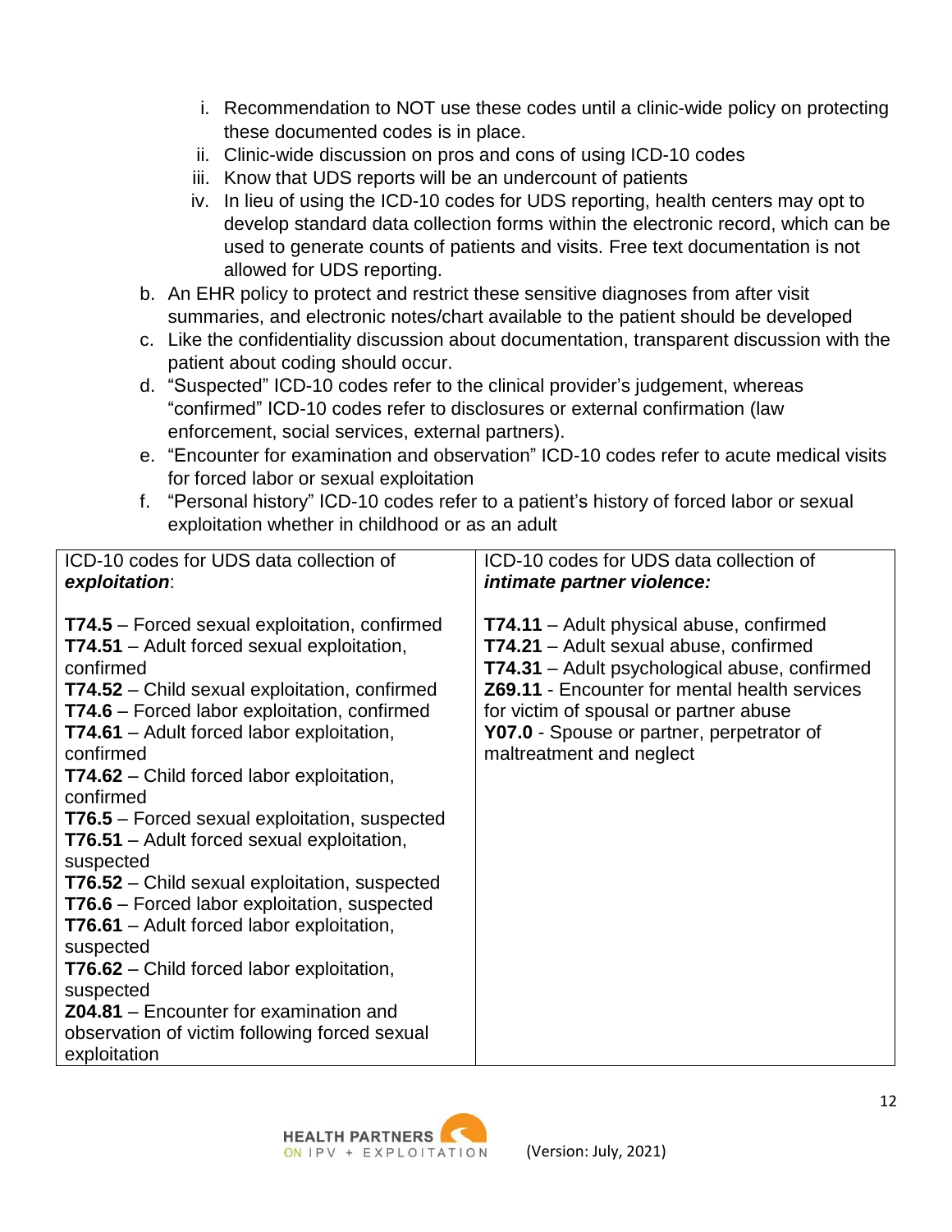i. Recommendation to NOT use these codes until a clinic-wide policy on protecting these documented codes is in place.
   ii. Clinic-wide discussion on pros and cons of using ICD-10 codes
   iii. Know that UDS reports will be an undercount of patients
   iv. In lieu of using the ICD-10 codes for UDS reporting, health centers may opt to develop standard data collection forms within the electronic record, which can be used to generate counts of patients and visits. Free text documentation is not allowed for UDS reporting.

b. An EHR policy to protect and restrict these sensitive diagnoses from after visit summaries, and electronic notes/chart available to the patient should be developed
c. Like the confidentiality discussion about documentation, transparent discussion with the patient about coding should occur.
d. "Suspected" ICD-10 codes refer to the clinical provider's judgement, whereas "confirmed" ICD-10 codes refer to disclosures or external confirmation (law enforcement, social services, external partners).
e. "Encounter for examination and observation" ICD-10 codes refer to acute medical visits for forced labor or sexual exploitation
f. "Personal history" ICD-10 codes refer to a patient's history of forced labor or sexual exploitation whether in childhood or as an adult

| ICD-10 codes for UDS data collection of ***exploitation***: | ICD-10 codes for UDS data collection of ***intimate partner violence:*** |
|---|---|
| **T74.5** – Forced sexual exploitation, confirmed<br>**T74.51** – Adult forced sexual exploitation, confirmed<br>**T74.52** – Child sexual exploitation, confirmed<br>**T74.6** – Forced labor exploitation, confirmed<br>**T74.61** – Adult forced labor exploitation, confirmed<br>**T74.62** – Child forced labor exploitation, confirmed<br>**T76.5** – Forced sexual exploitation, suspected<br>**T76.51** – Adult forced sexual exploitation, suspected<br>**T76.52** – Child sexual exploitation, suspected<br>**T76.6** – Forced labor exploitation, suspected<br>**T76.61** – Adult forced labor exploitation, suspected<br>**T76.62** – Child forced labor exploitation, suspected<br>**Z04.81** – Encounter for examination and observation of victim following forced sexual exploitation | **T74.11** – Adult physical abuse, confirmed<br>**T74.21** – Adult sexual abuse, confirmed<br>**T74.31** – Adult psychological abuse, confirmed<br>**Z69.11** - Encounter for mental health services for victim of spousal or partner abuse<br>**Y07.0** - Spouse or partner, perpetrator of maltreatment and neglect |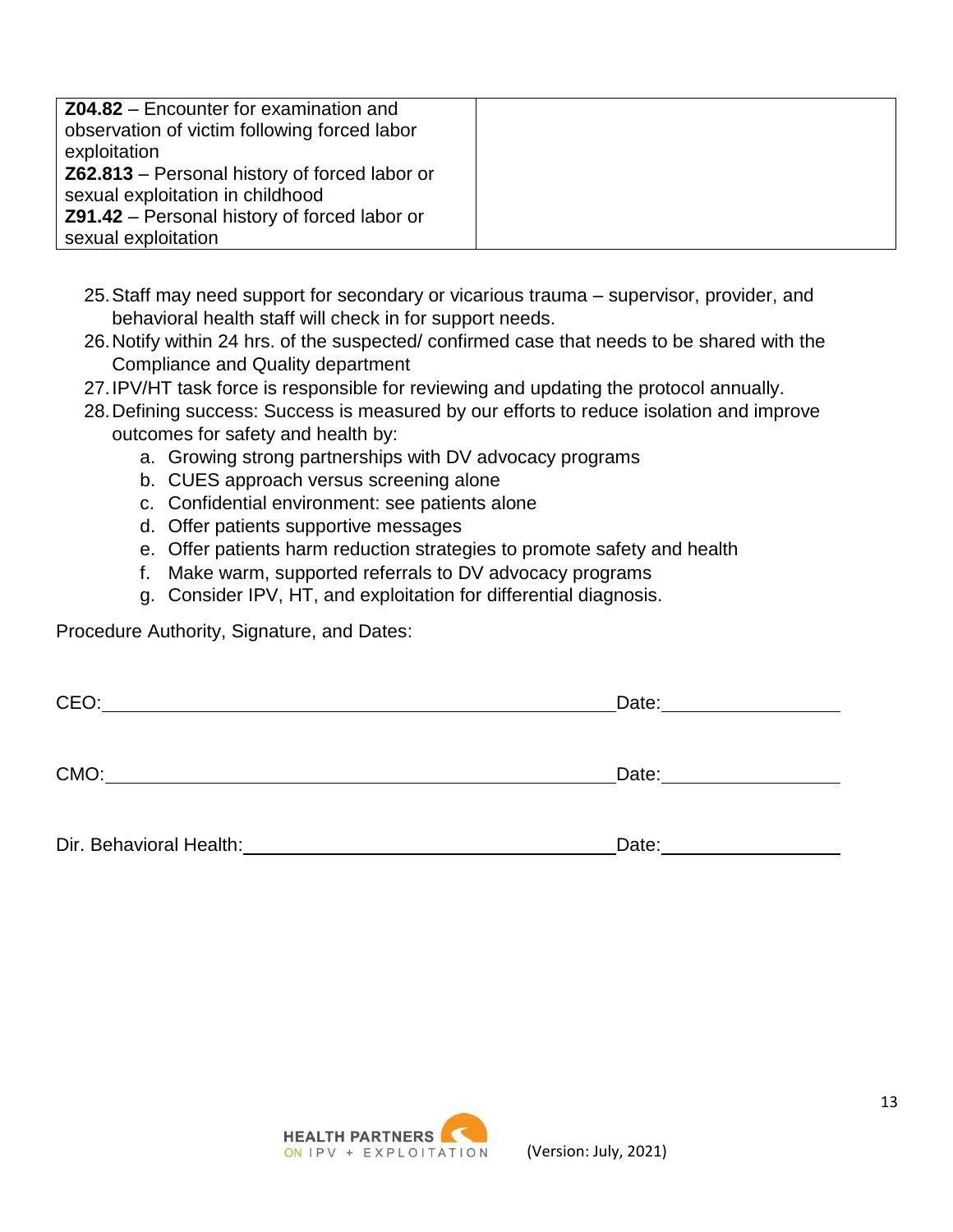| **Z04.82** – Encounter for examination and observation of victim following forced labor exploitation<br>**Z62.813** – Personal history of forced labor or sexual exploitation in childhood<br>**Z91.42** – Personal history of forced labor or sexual exploitation | |
|---|---|

25. Staff may need support for secondary or vicarious trauma – supervisor, provider, and behavioral health staff will check in for support needs.
26. Notify within 24 hrs. of the suspected/ confirmed case that needs to be shared with the Compliance and Quality department
27. IPV/HT task force is responsible for reviewing and updating the protocol annually.
28. Defining success: Success is measured by our efforts to reduce isolation and improve outcomes for safety and health by:
    a. Growing strong partnerships with DV advocacy programs
    b. CUES approach versus screening alone
    c. Confidential environment: see patients alone
    d. Offer patients supportive messages
    e. Offer patients harm reduction strategies to promote safety and health
    f. Make warm, supported referrals to DV advocacy programs
    g. Consider IPV, HT, and exploitation for differential diagnosis.

Procedure Authority, Signature, and Dates:

CEO:________________________________________ Date:______________

CMO:________________________________________ Date:______________

Dir. Behavioral Health:_____________________________ Date:______________

HEALTH PARTNERS ON IPV + EXPLOITATION (Version: July, 2021)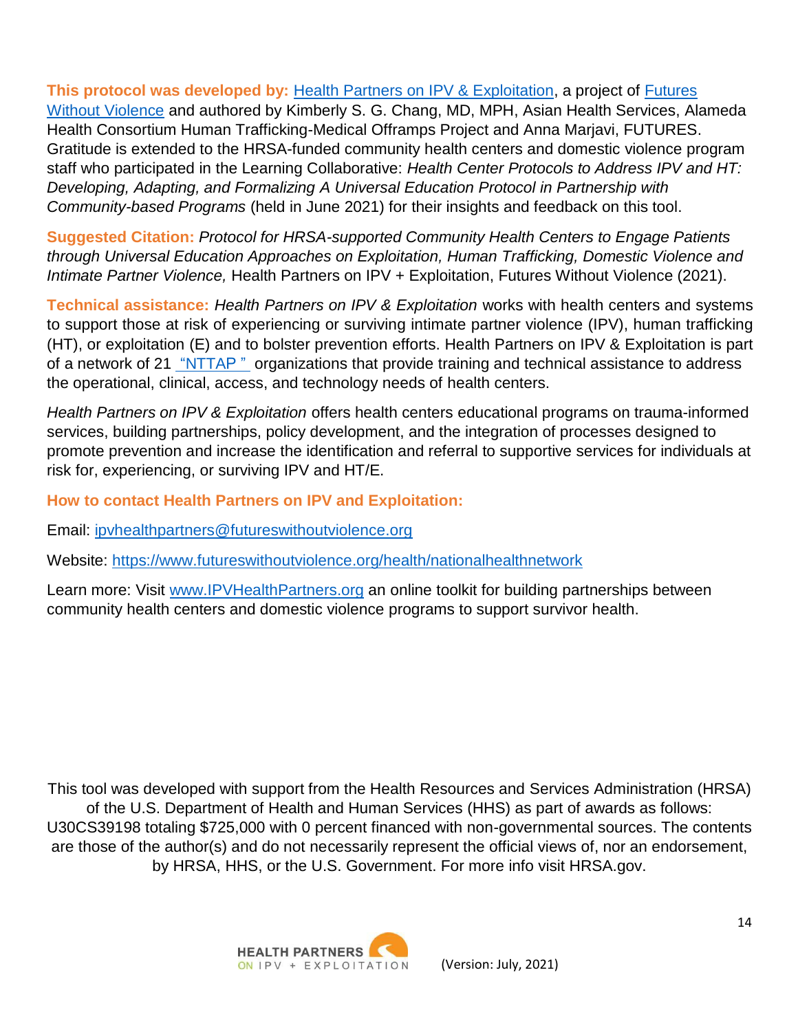**This protocol was developed by:** Health Partners on IPV & Exploitation, a project of Futures Without Violence and authored by Kimberly S. G. Chang, MD, MPH, Asian Health Services, Alameda Health Consortium Human Trafficking-Medical Offramps Project and Anna Marjavi, FUTURES. Gratitude is extended to the HRSA-funded community health centers and domestic violence program staff who participated in the Learning Collaborative: *Health Center Protocols to Address IPV and HT: Developing, Adapting, and Formalizing A Universal Education Protocol in Partnership with Community-based Programs* (held in June 2021) for their insights and feedback on this tool.

**Suggested Citation:** *Protocol for HRSA-supported Community Health Centers to Engage Patients through Universal Education Approaches on Exploitation, Human Trafficking, Domestic Violence and Intimate Partner Violence,* Health Partners on IPV + Exploitation, Futures Without Violence (2021).

**Technical assistance:** *Health Partners on IPV & Exploitation* works with health centers and systems to support those at risk of experiencing or surviving intimate partner violence (IPV), human trafficking (HT), or exploitation (E) and to bolster prevention efforts. Health Partners on IPV & Exploitation is part of a network of 21 "NTTAP" organizations that provide training and technical assistance to address the operational, clinical, access, and technology needs of health centers.

*Health Partners on IPV & Exploitation* offers health centers educational programs on trauma-informed services, building partnerships, policy development, and the integration of processes designed to promote prevention and increase the identification and referral to supportive services for individuals at risk for, experiencing, or surviving IPV and HT/E.

**How to contact Health Partners on IPV and Exploitation:**

Email: ipvhealthpartners@futureswithoutviolence.org

Website: https://www.futureswithoutviolence.org/health/nationalhealthnetwork

Learn more: Visit www.IPVHealthPartners.org an online toolkit for building partnerships between community health centers and domestic violence programs to support survivor health.

This tool was developed with support from the Health Resources and Services Administration (HRSA) of the U.S. Department of Health and Human Services (HHS) as part of awards as follows: U30CS39198 totaling $725,000 with 0 percent financed with non-governmental sources. The contents are those of the author(s) and do not necessarily represent the official views of, nor an endorsement, by HRSA, HHS, or the U.S. Government. For more info visit HRSA.gov.

HEALTH PARTNERS ON IPV + EXPLOITATION (Version: July, 2021)